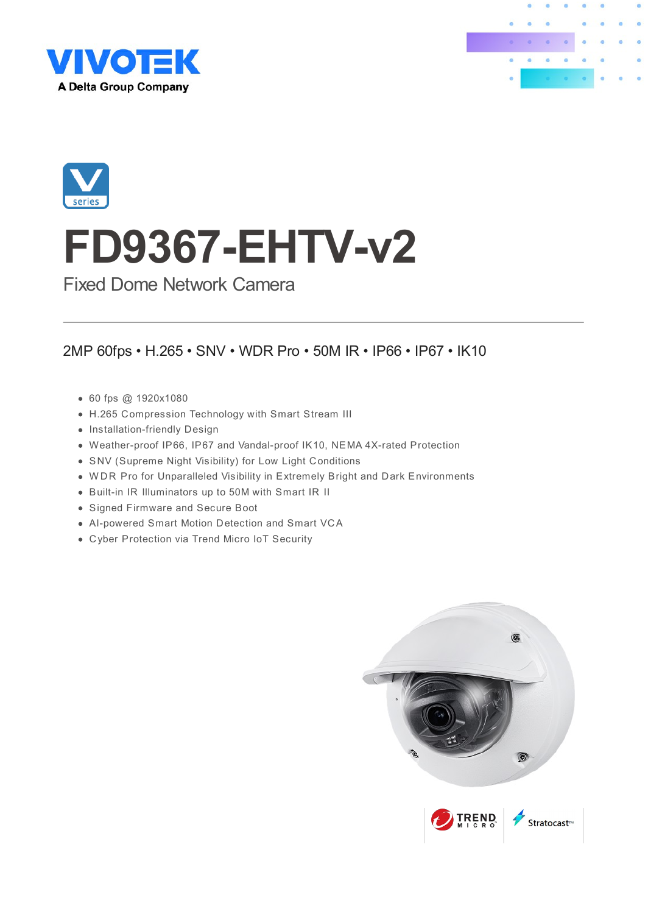VIVOTEK

A Delta Group Company

V series

# FD9367-EHTV-v2

## Fixed Dome Network Camera

2MP 60fps • H.265 • SNV • WDR Pro • 50M IR • IP66 • IP67 • IK10

- 60 fps @ 1920x1080
- H.265 Compression Technology with Smart Stream III
- Installation-friendly Design
- Weather-proof IP66, IP67 and Vandal-proof IK10, NEMA 4X-rated Protection
- SNV (Supreme Night Visibility) for Low Light Conditions
- WDR Pro for Unparalleled Visibility in Extremely Bright and Dark Environments
- Built-in IR Illuminators up to 50M with Smart IR II
- Signed Firmware and Secure Boot
- AI-powered Smart Motion Detection and Smart VCA
- Cyber Protection via Trend Micro IoT Security

TREND MICRO

Stratocast™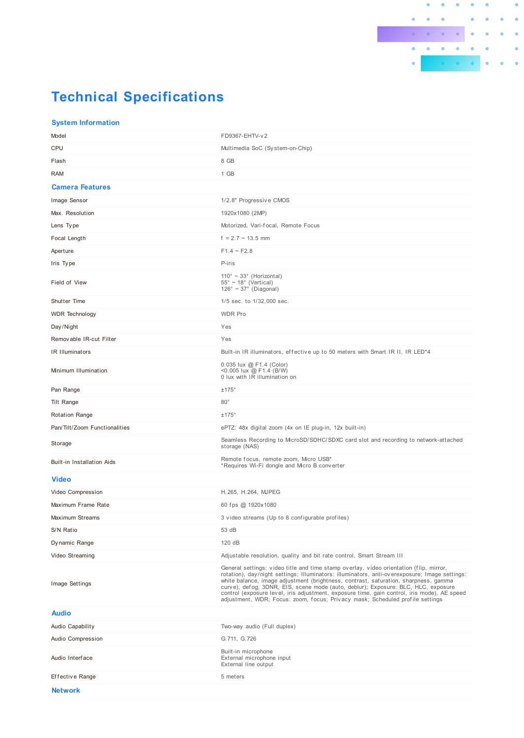# Technical Specifications

## System Information

| | |
|---|---|
| Model | FD9367-EHTV-v2 |
| CPU | Multimedia SoC (System-on-Chip) |
| Flash | 8 GB |
| RAM | 1 GB |

## Camera Features

| | |
|---|---|
| Image Sensor | 1/2.8" Progressive CMOS |
| Max. Resolution | 1920x1080 (2MP) |
| Lens Type | Motorized, Vari-focal, Remote Focus |
| Focal Length | f = 2.7 ~ 13.5 mm |
| Aperture | F1.4 ~ F2.8 |
| Iris Type | P-iris |
| Field of View | 110° ~ 33° (Horizontal)<br>55° ~ 18° (Vertical)<br>126° ~ 37° (Diagonal) |
| Shutter Time | 1/5 sec. to 1/32,000 sec. |
| WDR Technology | WDR Pro |
| Day/Night | Yes |
| Removable IR-cut Filter | Yes |
| IR Illuminators | Built-in IR illuminators, effective up to 50 meters with Smart IR II, IR LED*4 |
| Minimum Illumination | 0.035 lux @ F1.4 (Color)<br><0.005 lux @ F1.4 (B/W)<br>0 lux with IR illumination on |
| Pan Range | ±175° |
| Tilt Range | 80° |
| Rotation Range | ±175° |
| Pan/Tilt/Zoom Functionalities | ePTZ: 48x digital zoom (4x on IE plug-in, 12x built-in) |
| Storage | Seamless Recording to MicroSD/SDHC/SDXC card slot and recording to network-attached storage (NAS) |
| Built-in Installation Aids | Remote focus, remote zoom, Micro USB*<br>*Requires Wi-Fi dongle and Micro B converter |

## Video

| | |
|---|---|
| Video Compression | H.265, H.264, MJPEG |
| Maximum Frame Rate | 60 fps @ 1920x1080 |
| Maximum Streams | 3 video streams (Up to 8 configurable profiles) |
| S/N Ratio | 53 dB |
| Dynamic Range | 120 dB |
| Video Streaming | Adjustable resolution, quality and bit rate control, Smart Stream III |
| Image Settings | General settings: video title and time stamp overlay, video orientation (flip, mirror, rotation), day/night settings; Illuminators: illuminators, anti-overexposure; Image settings: white balance, image adjustment (brightness, contrast, saturation, sharpness, gamma curve), defog, 3DNR, EIS, scene mode (auto, deblur); Exposure: BLC, HLC, exposure control (exposure level, iris adjustment, exposure time, gain control, iris mode), AE speed adjustment, WDR; Focus: zoom, focus; Privacy mask; Scheduled profile settings |

## Audio

| | |
|---|---|
| Audio Capability | Two-way audio (Full duplex) |
| Audio Compression | G.711, G.726 |
| Audio Interface | Built-in microphone<br>External microphone input<br>External line output |
| Effective Range | 5 meters |

## Network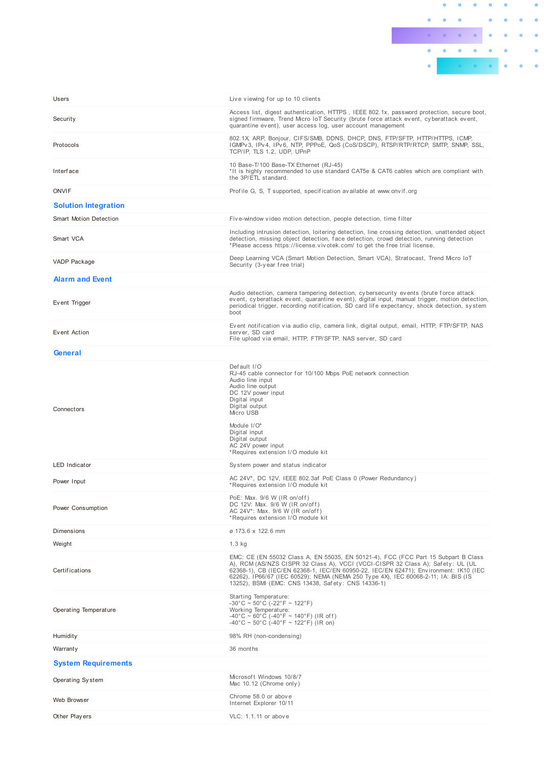| | |
|---|---|
| Users | Live viewing for up to 10 clients |
| Security | Access list, digest authentication, HTTPS , IEEE 802.1x, password protection, secure boot, signed firmware, Trend Micro IoT Security (brute force attack event, cyberattack event, quarantine event), user access log, user account management |
| Protocols | 802.1X, ARP, Bonjour, CIFS/SMB, DDNS, DHCP, DNS, FTP/SFTP, HTTP/HTTPS, ICMP, IGMPv3, IPv4, IPv6, NTP, PPPoE, QoS (CoS/DSCP), RTSP/RTP/RTCP, SMTP, SNMP, SSL, TCP/IP, TLS 1.2, UDP, UPnP |
| Interface | 10 Base-T/100 Base-TX Ethernet (RJ-45)<br>*It is highly recommended to use standard CAT5e & CAT6 cables which are compliant with the 3P/ETL standard. |
| ONVIF | Profile G, S, T supported, specification available at www.onvif.org |

## Solution Integration

| | |
|---|---|
| Smart Motion Detection | Five-window video motion detection, people detection, time filter |
| Smart VCA | Including intrusion detection, loitering detection, line crossing detection, unattended object detection, missing object detection, face detection, crowd detection, running detection<br>*Please access https://license.vivotek.com/ to get the free trial license. |
| VADP Package | Deep Learning VCA (Smart Motion Detection, Smart VCA), Stratocast, Trend Micro IoT Security (3-year free trial) |

## Alarm and Event

| | |
|---|---|
| Event Trigger | Audio detection, camera tampering detection, cybersecurity events (brute force attack event, cyberattack event, quarantine event), digital input, manual trigger, motion detection, periodical trigger, recording notification, SD card life expectancy, shock detection, system boot |
| Event Action | Event notification via audio clip, camera link, digital output, email, HTTP, FTP/SFTP, NAS server, SD card<br>File upload via email, HTTP, FTP/SFTP, NAS server, SD card |

## General

| | |
|---|---|
| Connectors | Default I/O<br>RJ-45 cable connector for 10/100 Mbps PoE network connection<br>Audio line input<br>Audio line output<br>DC 12V power input<br>Digital input<br>Digital output<br>Micro USB<br><br>Module I/O*<br>Digital input<br>Digital output<br>AC 24V power input<br>*Requires extension I/O module kit |
| LED Indicator | System power and status indicator |
| Power Input | AC 24V*, DC 12V, IEEE 802.3af PoE Class 0 (Power Redundancy)<br>*Requires extension I/O module kit |
| Power Consumption | PoE: Max. 9/6 W (IR on/off)<br>DC 12V: Max. 9/6 W (IR on/off)<br>AC 24V*: Max. 9/6 W (IR on/off)<br>*Requires extension I/O module kit |
| Dimensions | ø 173.6 x 122.6 mm |
| Weight | 1.3 kg |
| Certifications | EMC: CE (EN 55032 Class A, EN 55035, EN 50121-4), FCC (FCC Part 15 Subpart B Class A), RCM (AS/NZS CISPR 32 Class A), VCCI (VCCI-CISPR 32 Class A); Safety: UL (UL 62368-1), CB (IEC/EN 62368-1, IEC/EN 60950-22, IEC/EN 62471); Environment: IK10 (IEC 62262), IP66/67 (IEC 60529); NEMA (NEMA 250 Type 4X), IEC 60068-2-11; IA: BIS (IS 13252), BSMI (EMC: CNS 13438, Safety: CNS 14336-1) |
| Operating Temperature | Starting Temperature:<br>-30°C ~ 50°C (-22°F ~ 122°F)<br>Working Temperature:<br>-40°C ~ 60°C (-40°F ~ 140°F) (IR off)<br>-40°C ~ 50°C (-40°F ~ 122°F) (IR on) |
| Humidity | 98% RH (non-condensing) |
| Warranty | 36 months |

## System Requirements

| | |
|---|---|
| Operating System | Microsoft Windows 10/8/7<br>Mac 10.12 (Chrome only) |
| Web Browser | Chrome 58.0 or above<br>Internet Explorer 10/11 |
| Other Players | VLC: 1.1.11 or above |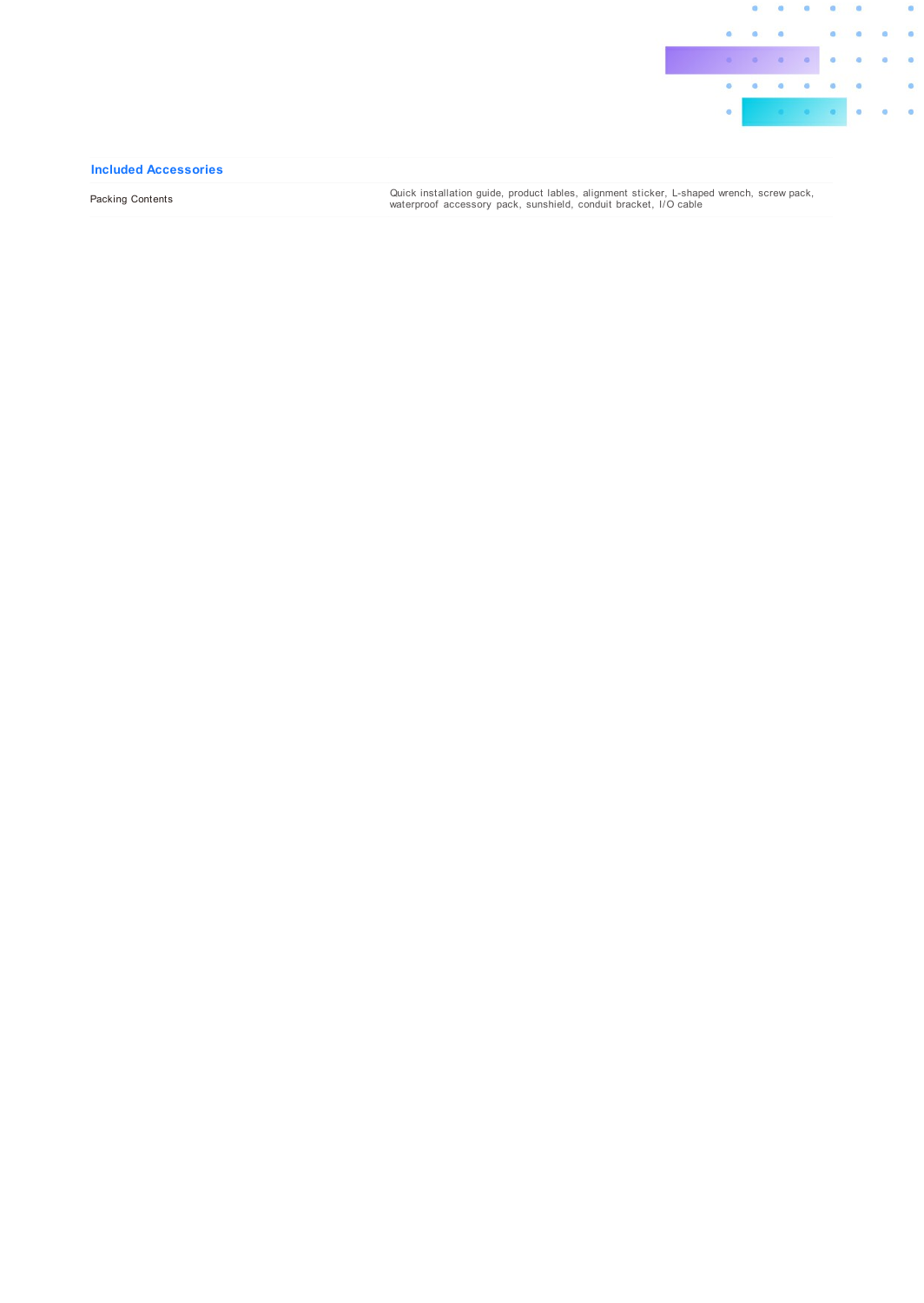## Included Accessories

| | |
|---|---|
| Packing Contents | Quick installation guide, product lables, alignment sticker, L-shaped wrench, screw pack, waterproof accessory pack, sunshield, conduit bracket, I/O cable |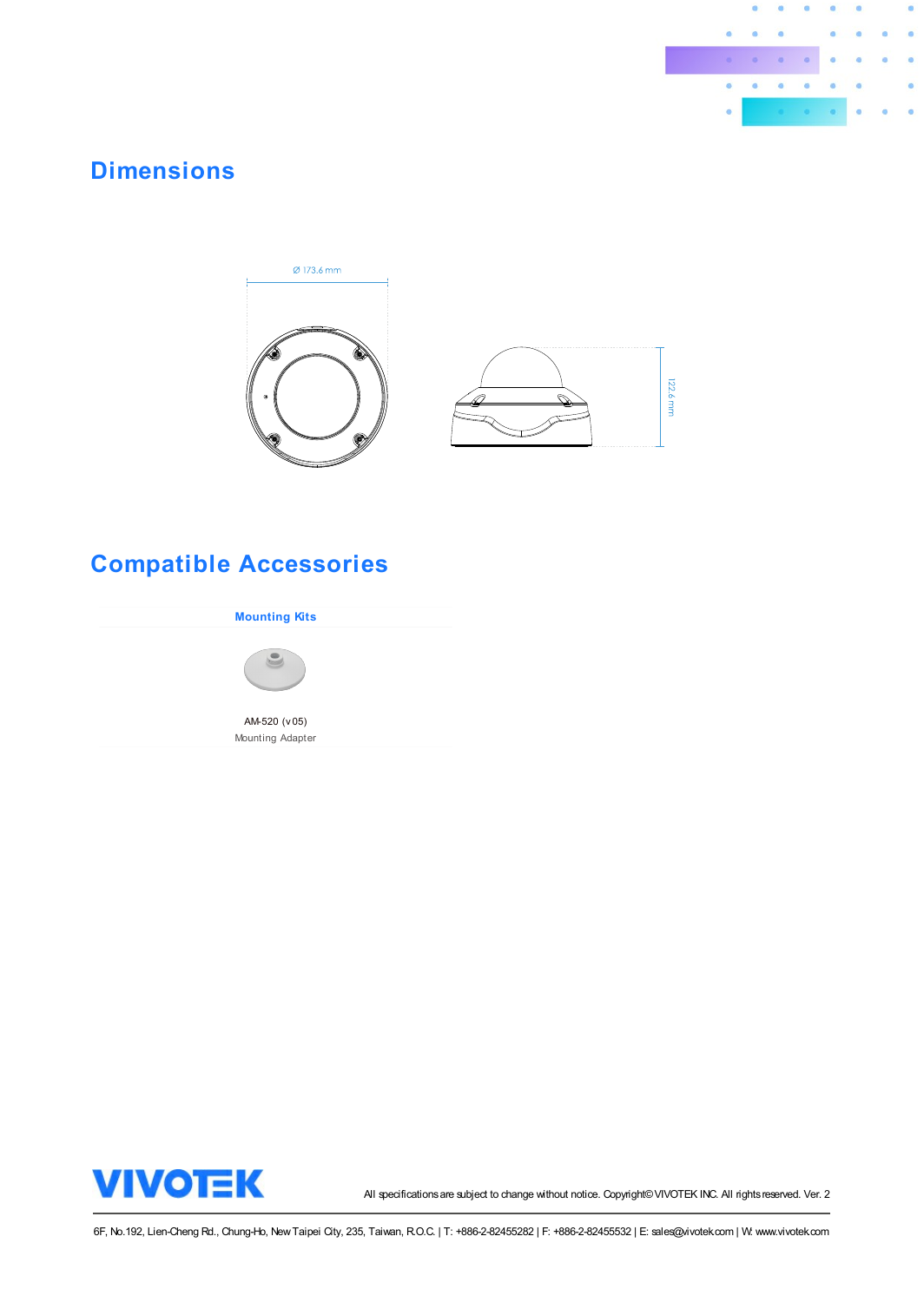## Dimensions

Ø 173.6 mm

122.6 mm

## Compatible Accessories

### Mounting Kits

AM-520 (v05)
Mounting Adapter

All specifications are subject to change without notice. Copyright© VIVOTEK INC. All rights reserved. Ver. 2

6F, No.192, Lien-Cheng Rd., Chung-Ho, New Taipei City, 235, Taiwan, R.O.C. | T: +886-2-82455282 | F: +886-2-82455532 | E: sales@vivotek.com | W: www.vivotek.com